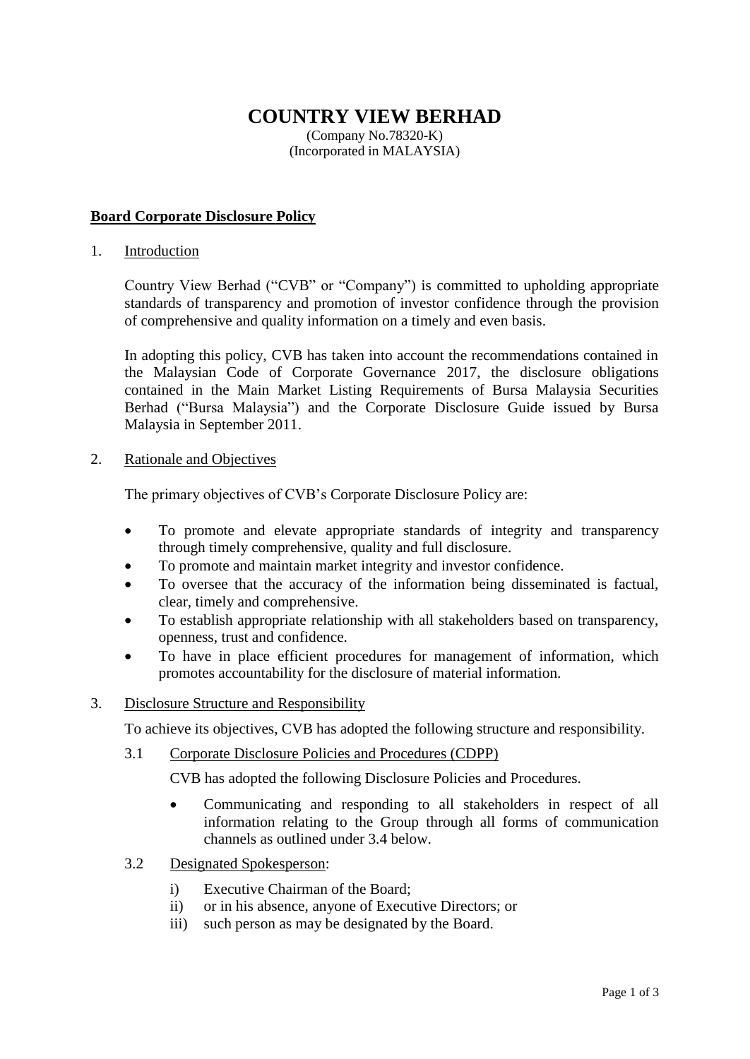# COUNTRY VIEW BERHAD

(Company No.78320-K)
(Incorporated in MALAYSIA)

## Board Corporate Disclosure Policy

### 1. Introduction

Country View Berhad ("CVB" or "Company") is committed to upholding appropriate standards of transparency and promotion of investor confidence through the provision of comprehensive and quality information on a timely and even basis.

In adopting this policy, CVB has taken into account the recommendations contained in the Malaysian Code of Corporate Governance 2017, the disclosure obligations contained in the Main Market Listing Requirements of Bursa Malaysia Securities Berhad ("Bursa Malaysia") and the Corporate Disclosure Guide issued by Bursa Malaysia in September 2011.

### 2. Rationale and Objectives

The primary objectives of CVB's Corporate Disclosure Policy are:

- To promote and elevate appropriate standards of integrity and transparency through timely comprehensive, quality and full disclosure.
- To promote and maintain market integrity and investor confidence.
- To oversee that the accuracy of the information being disseminated is factual, clear, timely and comprehensive.
- To establish appropriate relationship with all stakeholders based on transparency, openness, trust and confidence.
- To have in place efficient procedures for management of information, which promotes accountability for the disclosure of material information.

### 3. Disclosure Structure and Responsibility

To achieve its objectives, CVB has adopted the following structure and responsibility.

#### 3.1 Corporate Disclosure Policies and Procedures (CDPP)

CVB has adopted the following Disclosure Policies and Procedures.

- Communicating and responding to all stakeholders in respect of all information relating to the Group through all forms of communication channels as outlined under 3.4 below.

#### 3.2 Designated Spokesperson:

i) Executive Chairman of the Board;
ii) or in his absence, anyone of Executive Directors; or
iii) such person as may be designated by the Board.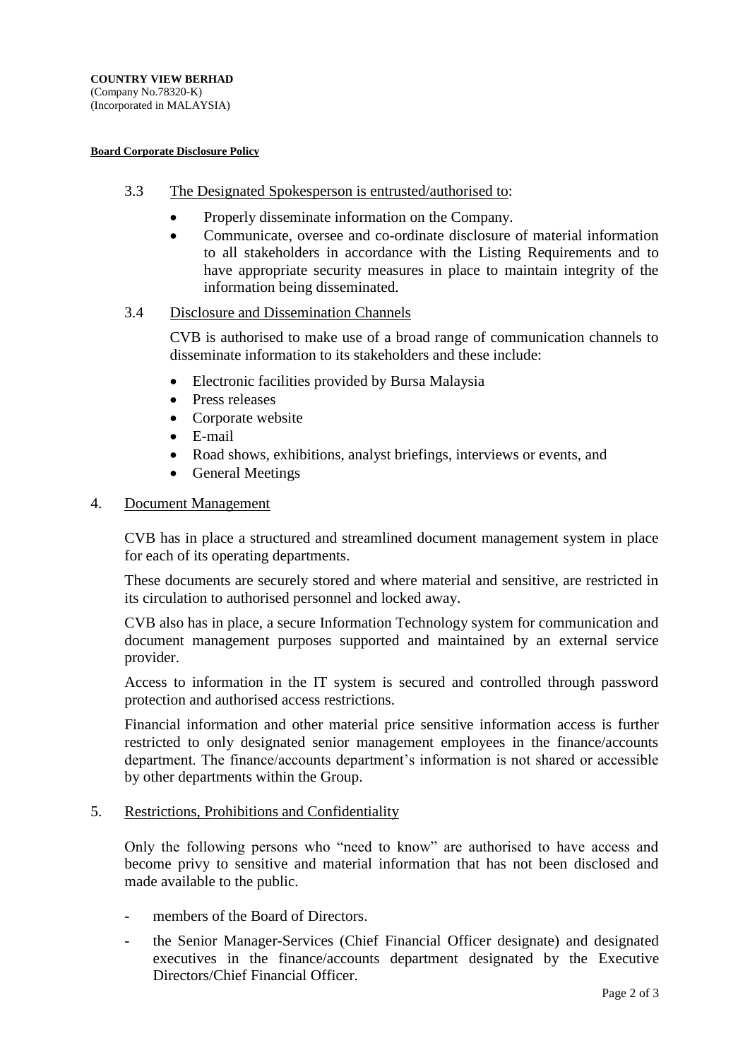**COUNTRY VIEW BERHAD**
(Company No.78320-K)
(Incorporated in MALAYSIA)

**Board Corporate Disclosure Policy**

3.3 The Designated Spokesperson is entrusted/authorised to:

- Properly disseminate information on the Company.
- Communicate, oversee and co-ordinate disclosure of material information to all stakeholders in accordance with the Listing Requirements and to have appropriate security measures in place to maintain integrity of the information being disseminated.

3.4 Disclosure and Dissemination Channels

CVB is authorised to make use of a broad range of communication channels to disseminate information to its stakeholders and these include:

- Electronic facilities provided by Bursa Malaysia
- Press releases
- Corporate website
- E-mail
- Road shows, exhibitions, analyst briefings, interviews or events, and
- General Meetings

## 4. Document Management

CVB has in place a structured and streamlined document management system in place for each of its operating departments.

These documents are securely stored and where material and sensitive, are restricted in its circulation to authorised personnel and locked away.

CVB also has in place, a secure Information Technology system for communication and document management purposes supported and maintained by an external service provider.

Access to information in the IT system is secured and controlled through password protection and authorised access restrictions.

Financial information and other material price sensitive information access is further restricted to only designated senior management employees in the finance/accounts department. The finance/accounts department's information is not shared or accessible by other departments within the Group.

## 5. Restrictions, Prohibitions and Confidentiality

Only the following persons who "need to know" are authorised to have access and become privy to sensitive and material information that has not been disclosed and made available to the public.

- members of the Board of Directors.
- the Senior Manager-Services (Chief Financial Officer designate) and designated executives in the finance/accounts department designated by the Executive Directors/Chief Financial Officer.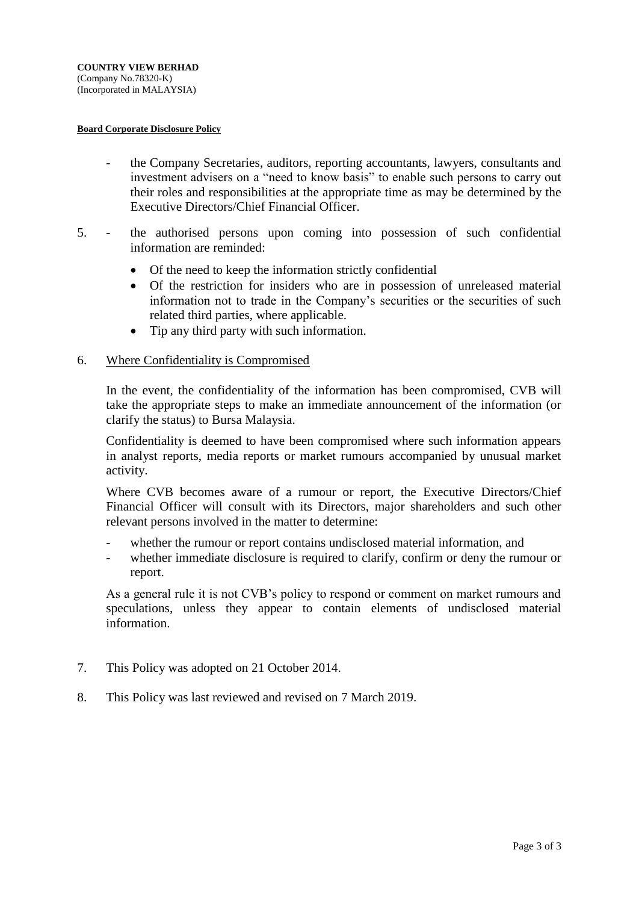**COUNTRY VIEW BERHAD**
(Company No.78320-K)
(Incorporated in MALAYSIA)

**Board Corporate Disclosure Policy**

- the Company Secretaries, auditors, reporting accountants, lawyers, consultants and investment advisers on a "need to know basis" to enable such persons to carry out their roles and responsibilities at the appropriate time as may be determined by the Executive Directors/Chief Financial Officer.

5. - the authorised persons upon coming into possession of such confidential information are reminded:
    - Of the need to keep the information strictly confidential
    - Of the restriction for insiders who are in possession of unreleased material information not to trade in the Company's securities or the securities of such related third parties, where applicable.
    - Tip any third party with such information.

6. Where Confidentiality is Compromised

   In the event, the confidentiality of the information has been compromised, CVB will take the appropriate steps to make an immediate announcement of the information (or clarify the status) to Bursa Malaysia.

   Confidentiality is deemed to have been compromised where such information appears in analyst reports, media reports or market rumours accompanied by unusual market activity.

   Where CVB becomes aware of a rumour or report, the Executive Directors/Chief Financial Officer will consult with its Directors, major shareholders and such other relevant persons involved in the matter to determine:

   - whether the rumour or report contains undisclosed material information, and
   - whether immediate disclosure is required to clarify, confirm or deny the rumour or report.

   As a general rule it is not CVB's policy to respond or comment on market rumours and speculations, unless they appear to contain elements of undisclosed material information.

7. This Policy was adopted on 21 October 2014.

8. This Policy was last reviewed and revised on 7 March 2019.